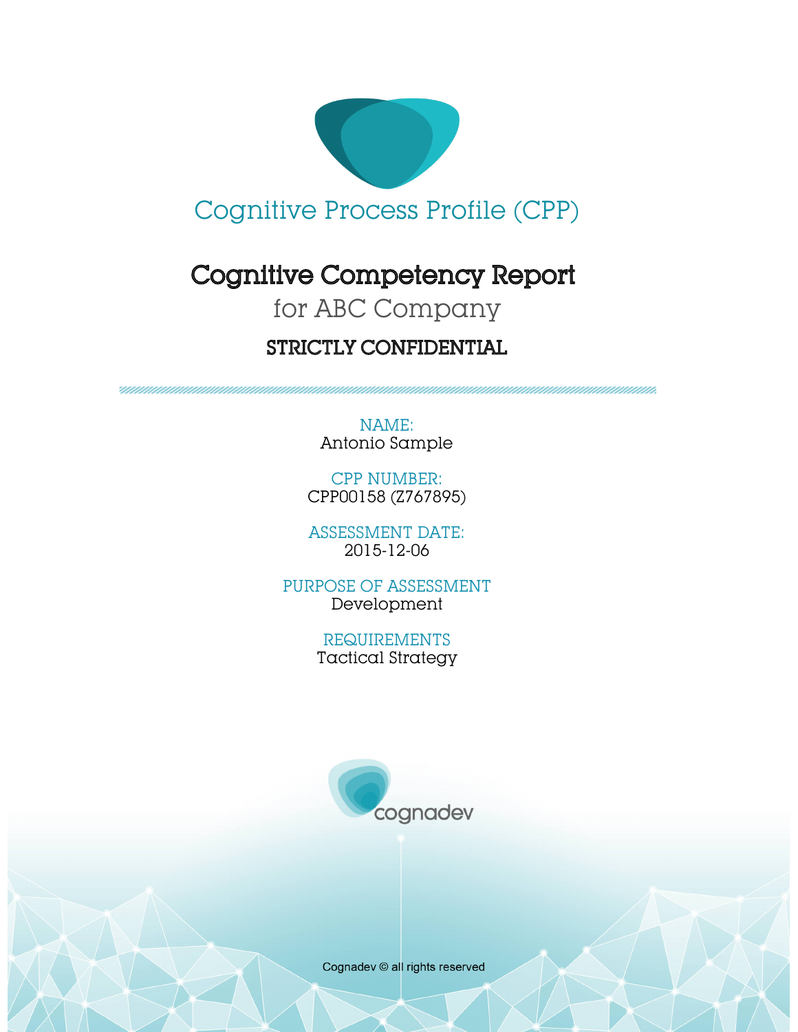# Cognitive Process Profile (CPP)

## Cognitive Competency Report

for ABC Company

**STRICTLY CONFIDENTIAL**

NAME:
Antonio Sample

CPP NUMBER:
CPP00158 (Z767895)

ASSESSMENT DATE:
2015-12-06

PURPOSE OF ASSESSMENT
Development

REQUIREMENTS
Tactical Strategy

cognadev

Cognadev © all rights reserved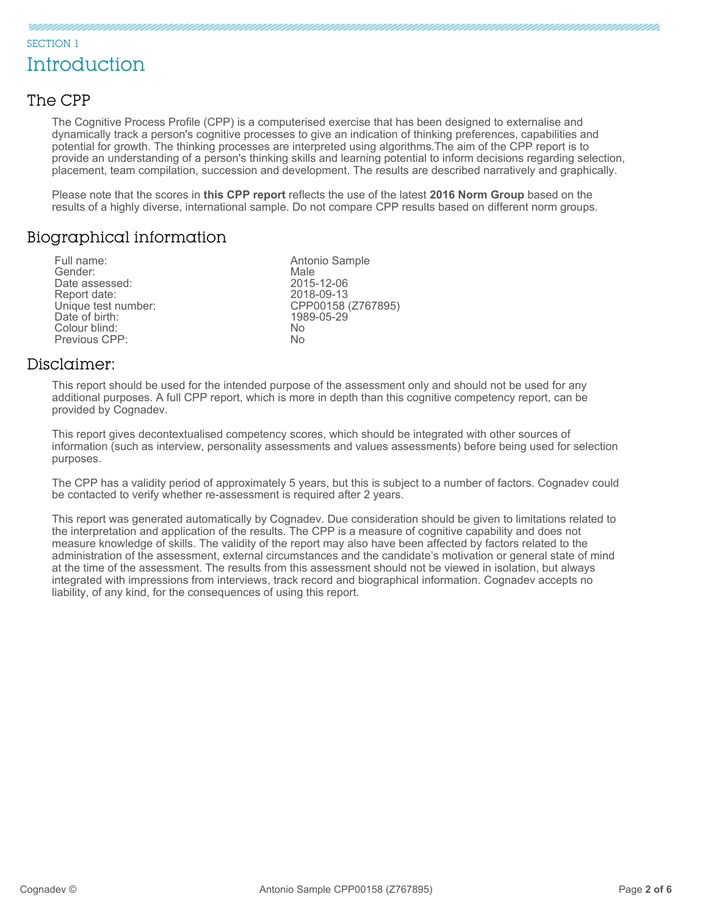SECTION 1

# Introduction

## The CPP

The Cognitive Process Profile (CPP) is a computerised exercise that has been designed to externalise and dynamically track a person's cognitive processes to give an indication of thinking preferences, capabilities and potential for growth. The thinking processes are interpreted using algorithms.The aim of the CPP report is to provide an understanding of a person's thinking skills and learning potential to inform decisions regarding selection, placement, team compilation, succession and development. The results are described narratively and graphically.

Please note that the scores in **this CPP report** reflects the use of the latest **2016 Norm Group** based on the results of a highly diverse, international sample. Do not compare CPP results based on different norm groups.

## Biographical information

| | |
|---|---|
| Full name: | Antonio Sample |
| Gender: | Male |
| Date assessed: | 2015-12-06 |
| Report date: | 2018-09-13 |
| Unique test number: | CPP00158 (Z767895) |
| Date of birth: | 1989-05-29 |
| Colour blind: | No |
| Previous CPP: | No |

## Disclaimer:

This report should be used for the intended purpose of the assessment only and should not be used for any additional purposes. A full CPP report, which is more in depth than this cognitive competency report, can be provided by Cognadev.

This report gives decontextualised competency scores, which should be integrated with other sources of information (such as interview, personality assessments and values assessments) before being used for selection purposes.

The CPP has a validity period of approximately 5 years, but this is subject to a number of factors. Cognadev could be contacted to verify whether re-assessment is required after 2 years.

This report was generated automatically by Cognadev. Due consideration should be given to limitations related to the interpretation and application of the results. The CPP is a measure of cognitive capability and does not measure knowledge of skills. The validity of the report may also have been affected by factors related to the administration of the assessment, external circumstances and the candidate's motivation or general state of mind at the time of the assessment. The results from this assessment should not be viewed in isolation, but always integrated with impressions from interviews, track record and biographical information. Cognadev accepts no liability, of any kind, for the consequences of using this report.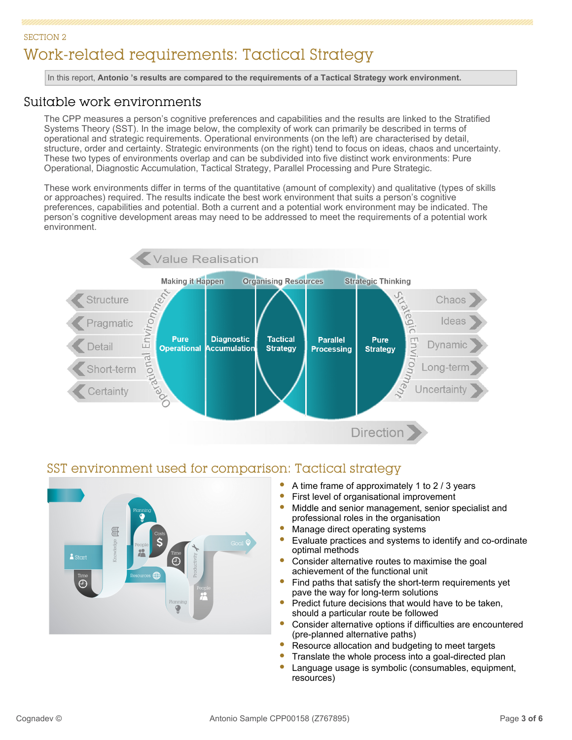SECTION 2

# Work-related requirements: Tactical Strategy

In this report, **Antonio 's results are compared to the requirements of a Tactical Strategy work environment.**

## Suitable work environments

The CPP measures a person's cognitive preferences and capabilities and the results are linked to the Stratified Systems Theory (SST). In the image below, the complexity of work can primarily be described in terms of operational and strategic requirements. Operational environments (on the left) are characterised by detail, structure, order and certainty. Strategic environments (on the right) tend to focus on ideas, chaos and uncertainty. These two types of environments overlap and can be subdivided into five distinct work environments: Pure Operational, Diagnostic Accumulation, Tactical Strategy, Parallel Processing and Pure Strategic.

These work environments differ in terms of the quantitative (amount of complexity) and qualitative (types of skills or approaches) required. The results indicate the best work environment that suits a person's cognitive preferences, capabilities and potential. Both a current and a potential work environment may be indicated. The person's cognitive development areas may need to be addressed to meet the requirements of a potential work environment.

## SST environment used for comparison: Tactical strategy

- A time frame of approximately 1 to 2 / 3 years
- First level of organisational improvement
- Middle and senior management, senior specialist and professional roles in the organisation
- Manage direct operating systems
- Evaluate practices and systems to identify and co-ordinate optimal methods
- Consider alternative routes to maximise the goal achievement of the functional unit
- Find paths that satisfy the short-term requirements yet pave the way for long-term solutions
- Predict future decisions that would have to be taken, should a particular route be followed
- Consider alternative options if difficulties are encountered (pre-planned alternative paths)
- Resource allocation and budgeting to meet targets
- Translate the whole process into a goal-directed plan
- Language usage is symbolic (consumables, equipment, resources)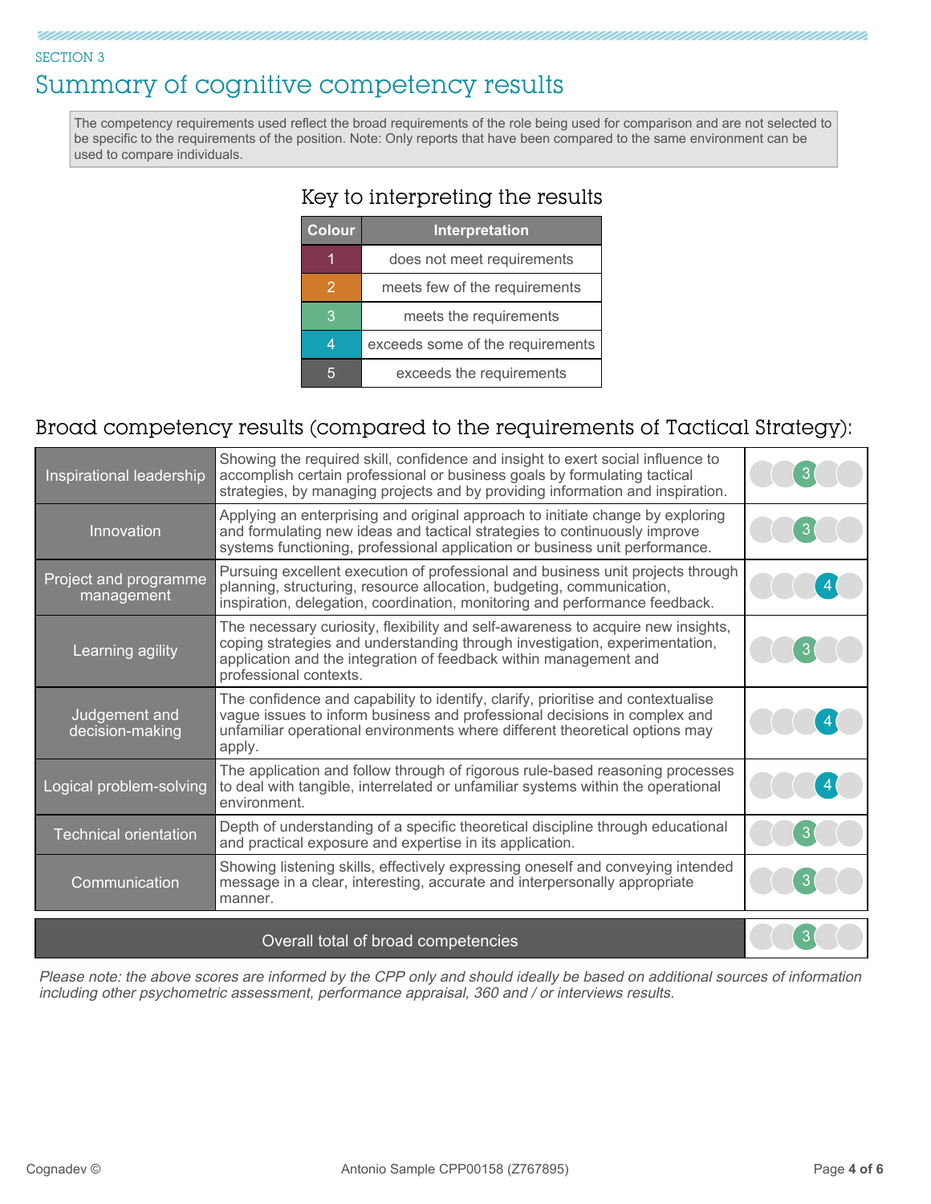SECTION 3

# Summary of cognitive competency results

The competency requirements used reflect the broad requirements of the role being used for comparison and are not selected to be specific to the requirements of the position. Note: Only reports that have been compared to the same environment can be used to compare individuals.

## Key to interpreting the results

| Colour | Interpretation |
| --- | --- |
| 1 | does not meet requirements |
| 2 | meets few of the requirements |
| 3 | meets the requirements |
| 4 | exceeds some of the requirements |
| 5 | exceeds the requirements |

## Broad competency results (compared to the requirements of Tactical Strategy):

| Competency | Description | Score |
| --- | --- | --- |
| Inspirational leadership | Showing the required skill, confidence and insight to exert social influence to accomplish certain professional or business goals by formulating tactical strategies, by managing projects and by providing information and inspiration. | 3 |
| Innovation | Applying an enterprising and original approach to initiate change by exploring and formulating new ideas and tactical strategies to continuously improve systems functioning, professional application or business unit performance. | 3 |
| Project and programme management | Pursuing excellent execution of professional and business unit projects through planning, structuring, resource allocation, budgeting, communication, inspiration, delegation, coordination, monitoring and performance feedback. | 4 |
| Learning agility | The necessary curiosity, flexibility and self-awareness to acquire new insights, coping strategies and understanding through investigation, experimentation, application and the integration of feedback within management and professional contexts. | 3 |
| Judgement and decision-making | The confidence and capability to identify, clarify, prioritise and contextualise vague issues to inform business and professional decisions in complex and unfamiliar operational environments where different theoretical options may apply. | 4 |
| Logical problem-solving | The application and follow through of rigorous rule-based reasoning processes to deal with tangible, interrelated or unfamiliar systems within the operational environment. | 4 |
| Technical orientation | Depth of understanding of a specific theoretical discipline through educational and practical exposure and expertise in its application. | 3 |
| Communication | Showing listening skills, effectively expressing oneself and conveying intended message in a clear, interesting, accurate and interpersonally appropriate manner. | 3 |
| **Overall total of broad competencies** | | 3 |

*Please note: the above scores are informed by the CPP only and should ideally be based on additional sources of information including other psychometric assessment, performance appraisal, 360 and / or interviews results.*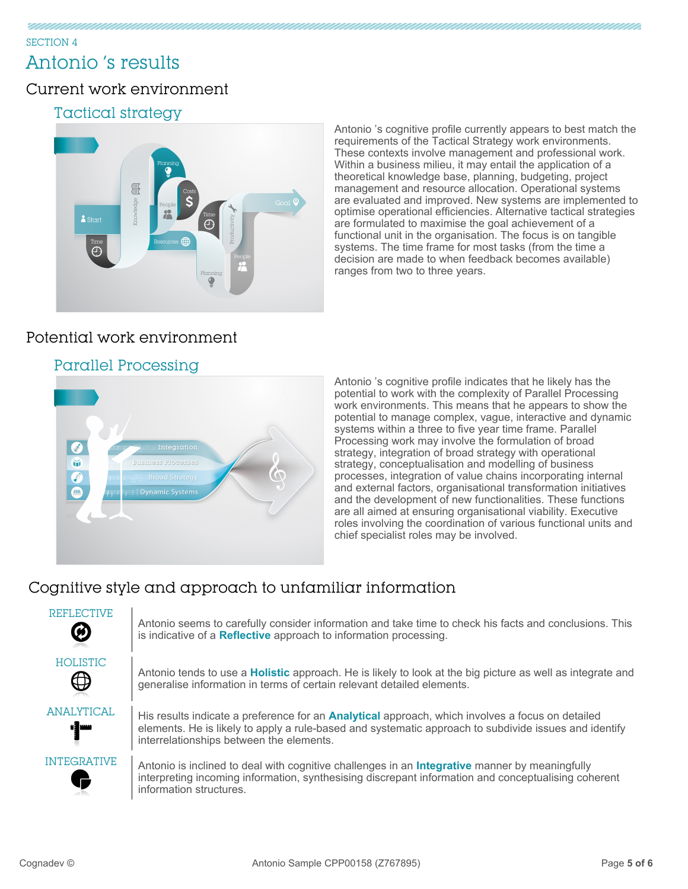SECTION 4

# Antonio 's results

## Current work environment

### Tactical strategy

Antonio 's cognitive profile currently appears to best match the requirements of the Tactical Strategy work environments. These contexts involve management and professional work. Within a business milieu, it may entail the application of a theoretical knowledge base, planning, budgeting, project management and resource allocation. Operational systems are evaluated and improved. New systems are implemented to optimise operational efficiencies. Alternative tactical strategies are formulated to maximise the goal achievement of a functional unit in the organisation. The focus is on tangible systems. The time frame for most tasks (from the time a decision are made to when feedback becomes available) ranges from two to three years.

## Potential work environment

### Parallel Processing

Antonio 's cognitive profile indicates that he likely has the potential to work with the complexity of Parallel Processing work environments. This means that he appears to show the potential to manage complex, vague, interactive and dynamic systems within a three to five year time frame. Parallel Processing work may involve the formulation of broad strategy, integration of broad strategy with operational strategy, conceptualisation and modelling of business processes, integration of value chains incorporating internal and external factors, organisational transformation initiatives and the development of new functionalities. These functions are all aimed at ensuring organisational viability. Executive roles involving the coordination of various functional units and chief specialist roles may be involved.

## Cognitive style and approach to unfamiliar information

**REFLECTIVE**

Antonio seems to carefully consider information and take time to check his facts and conclusions. This is indicative of a **Reflective** approach to information processing.

**HOLISTIC**

Antonio tends to use a **Holistic** approach. He is likely to look at the big picture as well as integrate and generalise information in terms of certain relevant detailed elements.

**ANALYTICAL**

His results indicate a preference for an **Analytical** approach, which involves a focus on detailed elements. He is likely to apply a rule-based and systematic approach to subdivide issues and identify interrelationships between the elements.

**INTEGRATIVE**

Antonio is inclined to deal with cognitive challenges in an **Integrative** manner by meaningfully interpreting incoming information, synthesising discrepant information and conceptualising coherent information structures.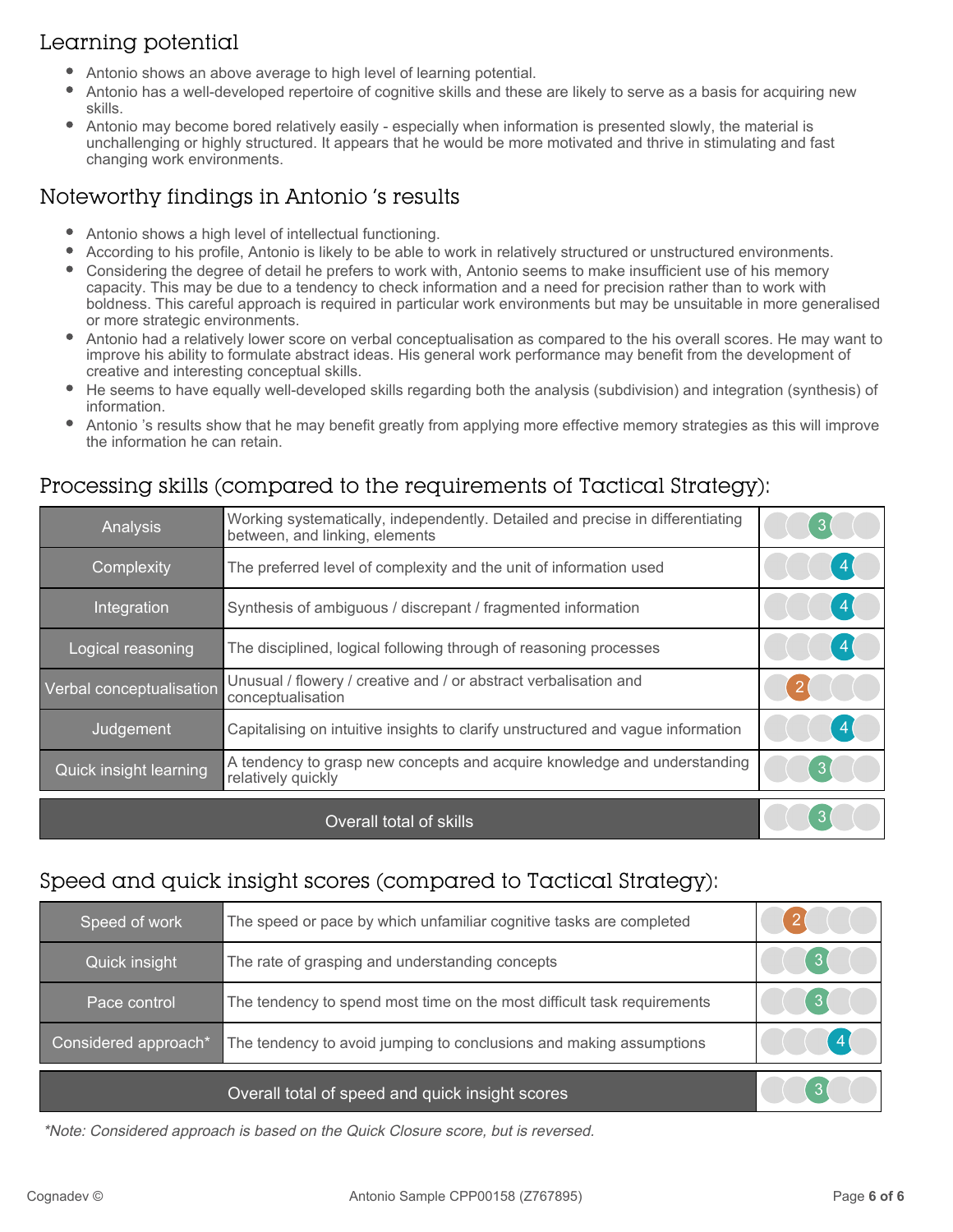## Learning potential

- Antonio shows an above average to high level of learning potential.
- Antonio has a well-developed repertoire of cognitive skills and these are likely to serve as a basis for acquiring new skills.
- Antonio may become bored relatively easily - especially when information is presented slowly, the material is unchallenging or highly structured. It appears that he would be more motivated and thrive in stimulating and fast changing work environments.

## Noteworthy findings in Antonio 's results

- Antonio shows a high level of intellectual functioning.
- According to his profile, Antonio is likely to be able to work in relatively structured or unstructured environments.
- Considering the degree of detail he prefers to work with, Antonio seems to make insufficient use of his memory capacity. This may be due to a tendency to check information and a need for precision rather than to work with boldness. This careful approach is required in particular work environments but may be unsuitable in more generalised or more strategic environments.
- Antonio had a relatively lower score on verbal conceptualisation as compared to the his overall scores. He may want to improve his ability to formulate abstract ideas. His general work performance may benefit from the development of creative and interesting conceptual skills.
- He seems to have equally well-developed skills regarding both the analysis (subdivision) and integration (synthesis) of information.
- Antonio 's results show that he may benefit greatly from applying more effective memory strategies as this will improve the information he can retain.

## Processing skills (compared to the requirements of Tactical Strategy):

| | | |
|---|---|---|
| Analysis | Working systematically, independently. Detailed and precise in differentiating between, and linking, elements | 3 |
| Complexity | The preferred level of complexity and the unit of information used | 4 |
| Integration | Synthesis of ambiguous / discrepant / fragmented information | 4 |
| Logical reasoning | The disciplined, logical following through of reasoning processes | 4 |
| Verbal conceptualisation | Unusual / flowery / creative and / or abstract verbalisation and conceptualisation | 2 |
| Judgement | Capitalising on intuitive insights to clarify unstructured and vague information | 4 |
| Quick insight learning | A tendency to grasp new concepts and acquire knowledge and understanding relatively quickly | 3 |
| Overall total of skills | | 3 |

## Speed and quick insight scores (compared to Tactical Strategy):

| | | |
|---|---|---|
| Speed of work | The speed or pace by which unfamiliar cognitive tasks are completed | 2 |
| Quick insight | The rate of grasping and understanding concepts | 3 |
| Pace control | The tendency to spend most time on the most difficult task requirements | 3 |
| Considered approach* | The tendency to avoid jumping to conclusions and making assumptions | 4 |
| Overall total of speed and quick insight scores | | 3 |

*\*Note: Considered approach is based on the Quick Closure score, but is reversed.*